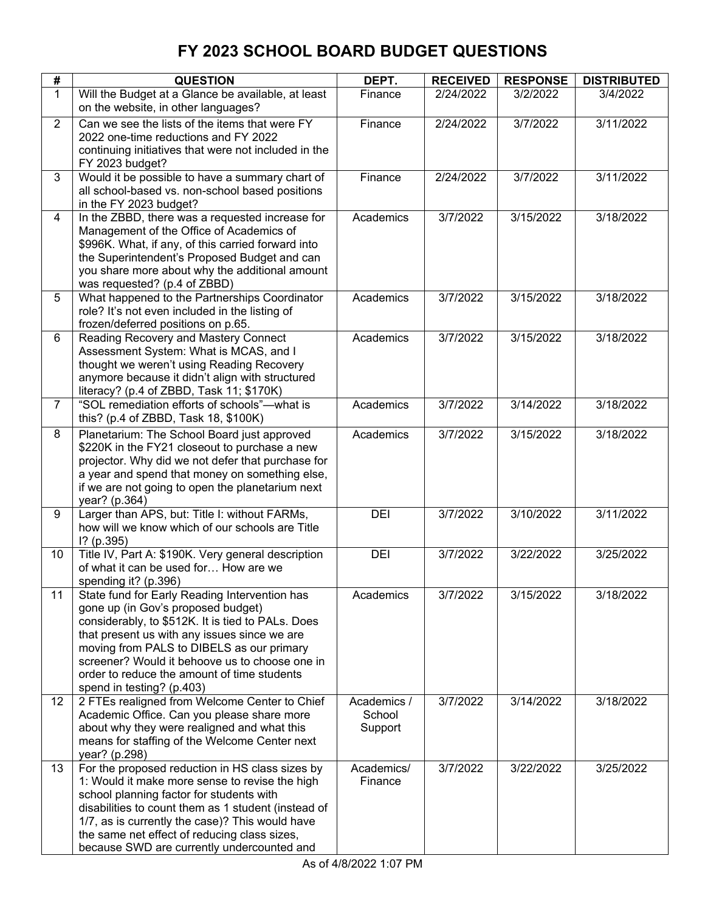# FY 2023 SCHOOL BOARD BUDGET QUESTIONS

| # | QUESTION | DEPT. | RECEIVED | RESPONSE | DISTRIBUTED |
|---|---|---|---|---|---|
| 1 | Will the Budget at a Glance be available, at least on the website, in other languages? | Finance | 2/24/2022 | 3/2/2022 | 3/4/2022 |
| 2 | Can we see the lists of the items that were FY 2022 one-time reductions and FY 2022 continuing initiatives that were not included in the FY 2023 budget? | Finance | 2/24/2022 | 3/7/2022 | 3/11/2022 |
| 3 | Would it be possible to have a summary chart of all school-based vs. non-school based positions in the FY 2023 budget? | Finance | 2/24/2022 | 3/7/2022 | 3/11/2022 |
| 4 | In the ZBBD, there was a requested increase for Management of the Office of Academics of $996K. What, if any, of this carried forward into the Superintendent's Proposed Budget and can you share more about why the additional amount was requested? (p.4 of ZBBD) | Academics | 3/7/2022 | 3/15/2022 | 3/18/2022 |
| 5 | What happened to the Partnerships Coordinator role? It's not even included in the listing of frozen/deferred positions on p.65. | Academics | 3/7/2022 | 3/15/2022 | 3/18/2022 |
| 6 | Reading Recovery and Mastery Connect Assessment System: What is MCAS, and I thought we weren't using Reading Recovery anymore because it didn't align with structured literacy? (p.4 of ZBBD, Task 11; $170K) | Academics | 3/7/2022 | 3/15/2022 | 3/18/2022 |
| 7 | "SOL remediation efforts of schools"—what is this? (p.4 of ZBBD, Task 18, $100K) | Academics | 3/7/2022 | 3/14/2022 | 3/18/2022 |
| 8 | Planetarium: The School Board just approved $220K in the FY21 closeout to purchase a new projector. Why did we not defer that purchase for a year and spend that money on something else, if we are not going to open the planetarium next year? (p.364) | Academics | 3/7/2022 | 3/15/2022 | 3/18/2022 |
| 9 | Larger than APS, but: Title I: without FARMs, how will we know which of our schools are Title I? (p.395) | DEI | 3/7/2022 | 3/10/2022 | 3/11/2022 |
| 10 | Title IV, Part A: $190K. Very general description of what it can be used for… How are we spending it? (p.396) | DEI | 3/7/2022 | 3/22/2022 | 3/25/2022 |
| 11 | State fund for Early Reading Intervention has gone up (in Gov's proposed budget) considerably, to $512K. It is tied to PALs. Does that present us with any issues since we are moving from PALS to DIBELS as our primary screener? Would it behoove us to choose one in order to reduce the amount of time students spend in testing? (p.403) | Academics | 3/7/2022 | 3/15/2022 | 3/18/2022 |
| 12 | 2 FTEs realigned from Welcome Center to Chief Academic Office. Can you please share more about why they were realigned and what this means for staffing of the Welcome Center next year? (p.298) | Academics / School Support | 3/7/2022 | 3/14/2022 | 3/18/2022 |
| 13 | For the proposed reduction in HS class sizes by 1: Would it make more sense to revise the high school planning factor for students with disabilities to count them as 1 student (instead of 1/7, as is currently the case)? This would have the same net effect of reducing class sizes, because SWD are currently undercounted and | Academics/ Finance | 3/7/2022 | 3/22/2022 | 3/25/2022 |

As of 4/8/2022 1:07 PM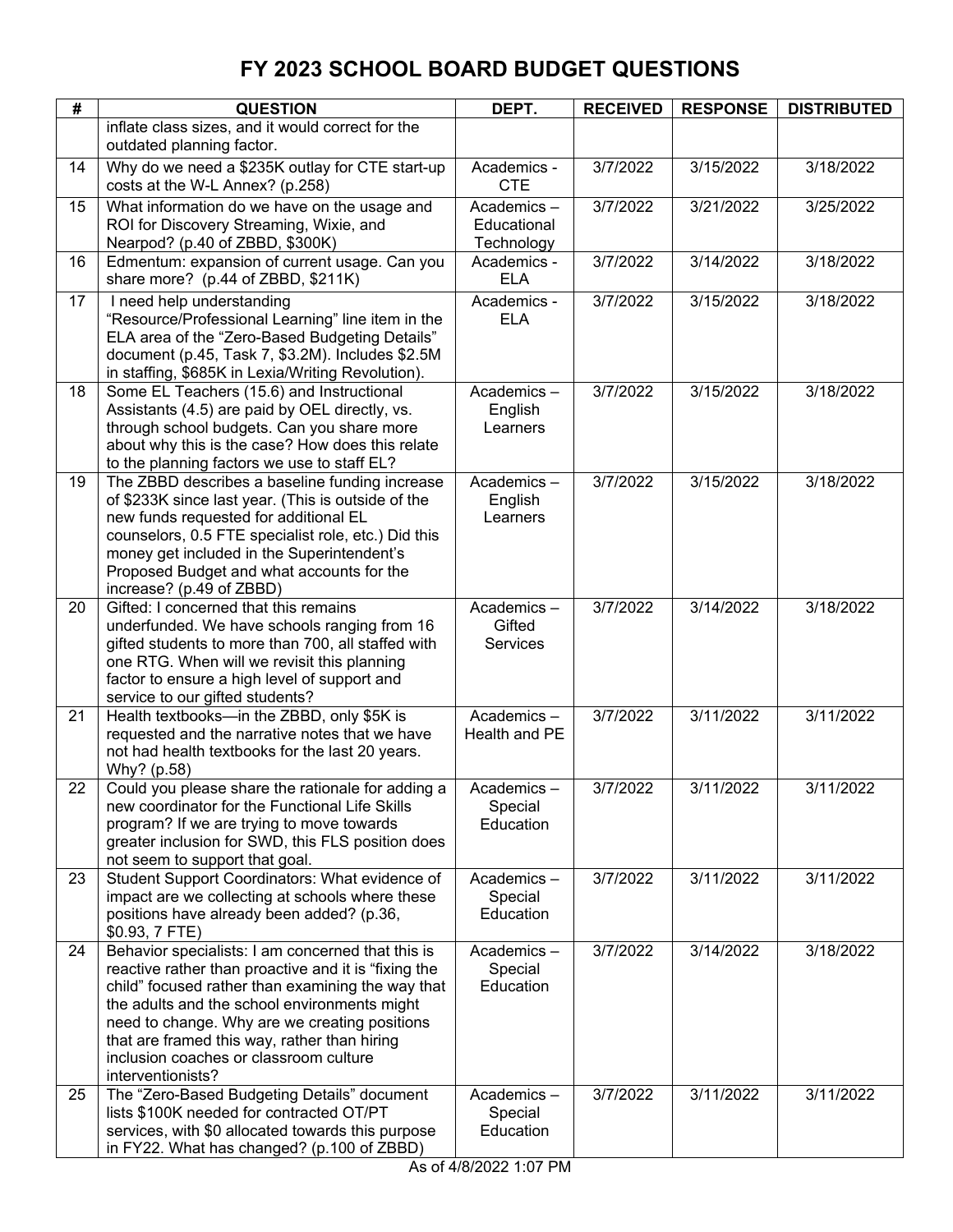# FY 2023 SCHOOL BOARD BUDGET QUESTIONS

| # | QUESTION | DEPT. | RECEIVED | RESPONSE | DISTRIBUTED |
|---|---|---|---|---|---|
| | inflate class sizes, and it would correct for the outdated planning factor. | | | | |
| 14 | Why do we need a $235K outlay for CTE start-up costs at the W-L Annex? (p.258) | Academics - CTE | 3/7/2022 | 3/15/2022 | 3/18/2022 |
| 15 | What information do we have on the usage and ROI for Discovery Streaming, Wixie, and Nearpod? (p.40 of ZBBD, $300K) | Academics – Educational Technology | 3/7/2022 | 3/21/2022 | 3/25/2022 |
| 16 | Edmentum: expansion of current usage. Can you share more? (p.44 of ZBBD, $211K) | Academics - ELA | 3/7/2022 | 3/14/2022 | 3/18/2022 |
| 17 | I need help understanding "Resource/Professional Learning" line item in the ELA area of the "Zero-Based Budgeting Details" document (p.45, Task 7, $3.2M). Includes $2.5M in staffing, $685K in Lexia/Writing Revolution). | Academics - ELA | 3/7/2022 | 3/15/2022 | 3/18/2022 |
| 18 | Some EL Teachers (15.6) and Instructional Assistants (4.5) are paid by OEL directly, vs. through school budgets. Can you share more about why this is the case? How does this relate to the planning factors we use to staff EL? | Academics – English Learners | 3/7/2022 | 3/15/2022 | 3/18/2022 |
| 19 | The ZBBD describes a baseline funding increase of $233K since last year. (This is outside of the new funds requested for additional EL counselors, 0.5 FTE specialist role, etc.) Did this money get included in the Superintendent's Proposed Budget and what accounts for the increase? (p.49 of ZBBD) | Academics – English Learners | 3/7/2022 | 3/15/2022 | 3/18/2022 |
| 20 | Gifted: I concerned that this remains underfunded. We have schools ranging from 16 gifted students to more than 700, all staffed with one RTG. When will we revisit this planning factor to ensure a high level of support and service to our gifted students? | Academics – Gifted Services | 3/7/2022 | 3/14/2022 | 3/18/2022 |
| 21 | Health textbooks—in the ZBBD, only $5K is requested and the narrative notes that we have not had health textbooks for the last 20 years. Why? (p.58) | Academics – Health and PE | 3/7/2022 | 3/11/2022 | 3/11/2022 |
| 22 | Could you please share the rationale for adding a new coordinator for the Functional Life Skills program? If we are trying to move towards greater inclusion for SWD, this FLS position does not seem to support that goal. | Academics – Special Education | 3/7/2022 | 3/11/2022 | 3/11/2022 |
| 23 | Student Support Coordinators: What evidence of impact are we collecting at schools where these positions have already been added? (p.36, $0.93, 7 FTE) | Academics – Special Education | 3/7/2022 | 3/11/2022 | 3/11/2022 |
| 24 | Behavior specialists: I am concerned that this is reactive rather than proactive and it is "fixing the child" focused rather than examining the way that the adults and the school environments might need to change. Why are we creating positions that are framed this way, rather than hiring inclusion coaches or classroom culture interventionists? | Academics – Special Education | 3/7/2022 | 3/14/2022 | 3/18/2022 |
| 25 | The "Zero-Based Budgeting Details" document lists $100K needed for contracted OT/PT services, with $0 allocated towards this purpose in FY22. What has changed? (p.100 of ZBBD) | Academics – Special Education | 3/7/2022 | 3/11/2022 | 3/11/2022 |

As of 4/8/2022 1:07 PM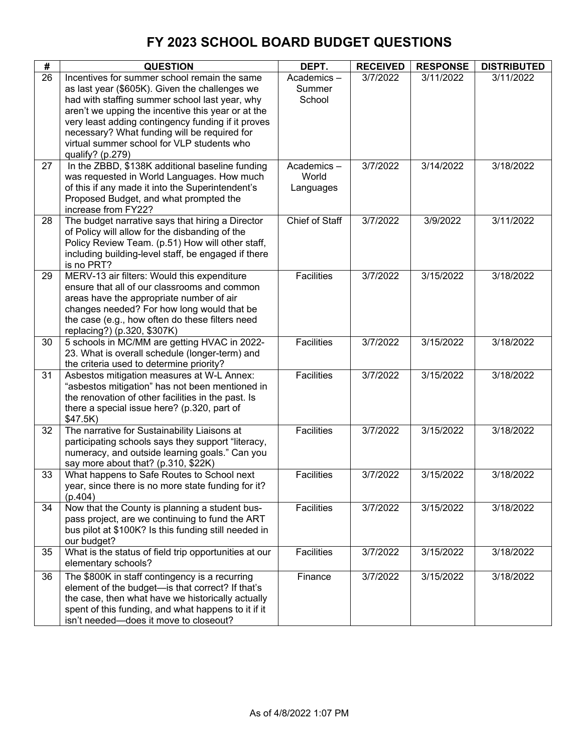# FY 2023 SCHOOL BOARD BUDGET QUESTIONS

| # | QUESTION | DEPT. | RECEIVED | RESPONSE | DISTRIBUTED |
|---|---|---|---|---|---|
| 26 | Incentives for summer school remain the same as last year ($605K). Given the challenges we had with staffing summer school last year, why aren't we upping the incentive this year or at the very least adding contingency funding if it proves necessary? What funding will be required for virtual summer school for VLP students who qualify? (p.279) | Academics – Summer School | 3/7/2022 | 3/11/2022 | 3/11/2022 |
| 27 | In the ZBBD, $138K additional baseline funding was requested in World Languages. How much of this if any made it into the Superintendent's Proposed Budget, and what prompted the increase from FY22? | Academics – World Languages | 3/7/2022 | 3/14/2022 | 3/18/2022 |
| 28 | The budget narrative says that hiring a Director of Policy will allow for the disbanding of the Policy Review Team. (p.51) How will other staff, including building-level staff, be engaged if there is no PRT? | Chief of Staff | 3/7/2022 | 3/9/2022 | 3/11/2022 |
| 29 | MERV-13 air filters: Would this expenditure ensure that all of our classrooms and common areas have the appropriate number of air changes needed? For how long would that be the case (e.g., how often do these filters need replacing?) (p.320, $307K) | Facilities | 3/7/2022 | 3/15/2022 | 3/18/2022 |
| 30 | 5 schools in MC/MM are getting HVAC in 2022-23. What is overall schedule (longer-term) and the criteria used to determine priority? | Facilities | 3/7/2022 | 3/15/2022 | 3/18/2022 |
| 31 | Asbestos mitigation measures at W-L Annex: "asbestos mitigation" has not been mentioned in the renovation of other facilities in the past. Is there a special issue here? (p.320, part of $47.5K) | Facilities | 3/7/2022 | 3/15/2022 | 3/18/2022 |
| 32 | The narrative for Sustainability Liaisons at participating schools says they support "literacy, numeracy, and outside learning goals." Can you say more about that? (p.310, $22K) | Facilities | 3/7/2022 | 3/15/2022 | 3/18/2022 |
| 33 | What happens to Safe Routes to School next year, since there is no more state funding for it? (p.404) | Facilities | 3/7/2022 | 3/15/2022 | 3/18/2022 |
| 34 | Now that the County is planning a student bus-pass project, are we continuing to fund the ART bus pilot at $100K? Is this funding still needed in our budget? | Facilities | 3/7/2022 | 3/15/2022 | 3/18/2022 |
| 35 | What is the status of field trip opportunities at our elementary schools? | Facilities | 3/7/2022 | 3/15/2022 | 3/18/2022 |
| 36 | The $800K in staff contingency is a recurring element of the budget—is that correct? If that's the case, then what have we historically actually spent of this funding, and what happens to it if it isn't needed—does it move to closeout? | Finance | 3/7/2022 | 3/15/2022 | 3/18/2022 |

As of 4/8/2022 1:07 PM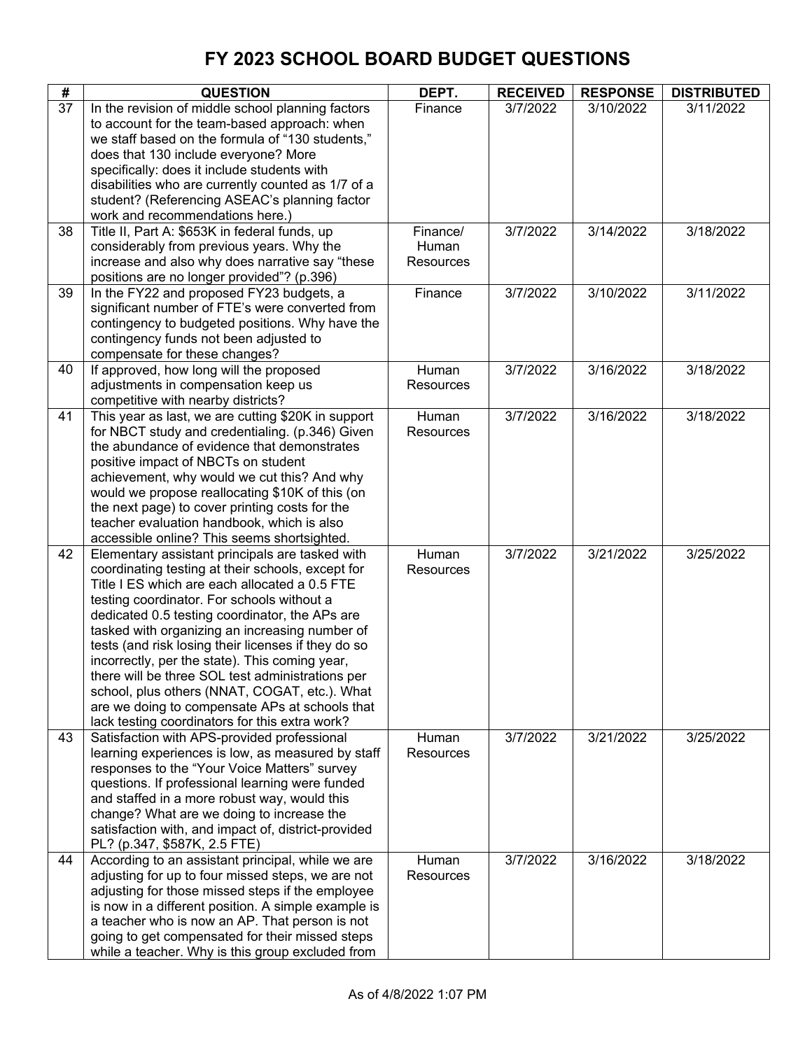# FY 2023 SCHOOL BOARD BUDGET QUESTIONS

| # | QUESTION | DEPT. | RECEIVED | RESPONSE | DISTRIBUTED |
|---|---|---|---|---|---|
| 37 | In the revision of middle school planning factors to account for the team-based approach: when we staff based on the formula of "130 students," does that 130 include everyone? More specifically: does it include students with disabilities who are currently counted as 1/7 of a student? (Referencing ASEAC's planning factor work and recommendations here.) | Finance | 3/7/2022 | 3/10/2022 | 3/11/2022 |
| 38 | Title II, Part A: $653K in federal funds, up considerably from previous years. Why the increase and also why does narrative say "these positions are no longer provided"? (p.396) | Finance/ Human Resources | 3/7/2022 | 3/14/2022 | 3/18/2022 |
| 39 | In the FY22 and proposed FY23 budgets, a significant number of FTE's were converted from contingency to budgeted positions. Why have the contingency funds not been adjusted to compensate for these changes? | Finance | 3/7/2022 | 3/10/2022 | 3/11/2022 |
| 40 | If approved, how long will the proposed adjustments in compensation keep us competitive with nearby districts? | Human Resources | 3/7/2022 | 3/16/2022 | 3/18/2022 |
| 41 | This year as last, we are cutting $20K in support for NBCT study and credentialing. (p.346) Given the abundance of evidence that demonstrates positive impact of NBCTs on student achievement, why would we cut this? And why would we propose reallocating $10K of this (on the next page) to cover printing costs for the teacher evaluation handbook, which is also accessible online? This seems shortsighted. | Human Resources | 3/7/2022 | 3/16/2022 | 3/18/2022 |
| 42 | Elementary assistant principals are tasked with coordinating testing at their schools, except for Title I ES which are each allocated a 0.5 FTE testing coordinator. For schools without a dedicated 0.5 testing coordinator, the APs are tasked with organizing an increasing number of tests (and risk losing their licenses if they do so incorrectly, per the state). This coming year, there will be three SOL test administrations per school, plus others (NNAT, COGAT, etc.). What are we doing to compensate APs at schools that lack testing coordinators for this extra work? | Human Resources | 3/7/2022 | 3/21/2022 | 3/25/2022 |
| 43 | Satisfaction with APS-provided professional learning experiences is low, as measured by staff responses to the "Your Voice Matters" survey questions. If professional learning were funded and staffed in a more robust way, would this change? What are we doing to increase the satisfaction with, and impact of, district-provided PL? (p.347, $587K, 2.5 FTE) | Human Resources | 3/7/2022 | 3/21/2022 | 3/25/2022 |
| 44 | According to an assistant principal, while we are adjusting for up to four missed steps, we are not adjusting for those missed steps if the employee is now in a different position. A simple example is a teacher who is now an AP. That person is not going to get compensated for their missed steps while a teacher. Why is this group excluded from | Human Resources | 3/7/2022 | 3/16/2022 | 3/18/2022 |

As of 4/8/2022 1:07 PM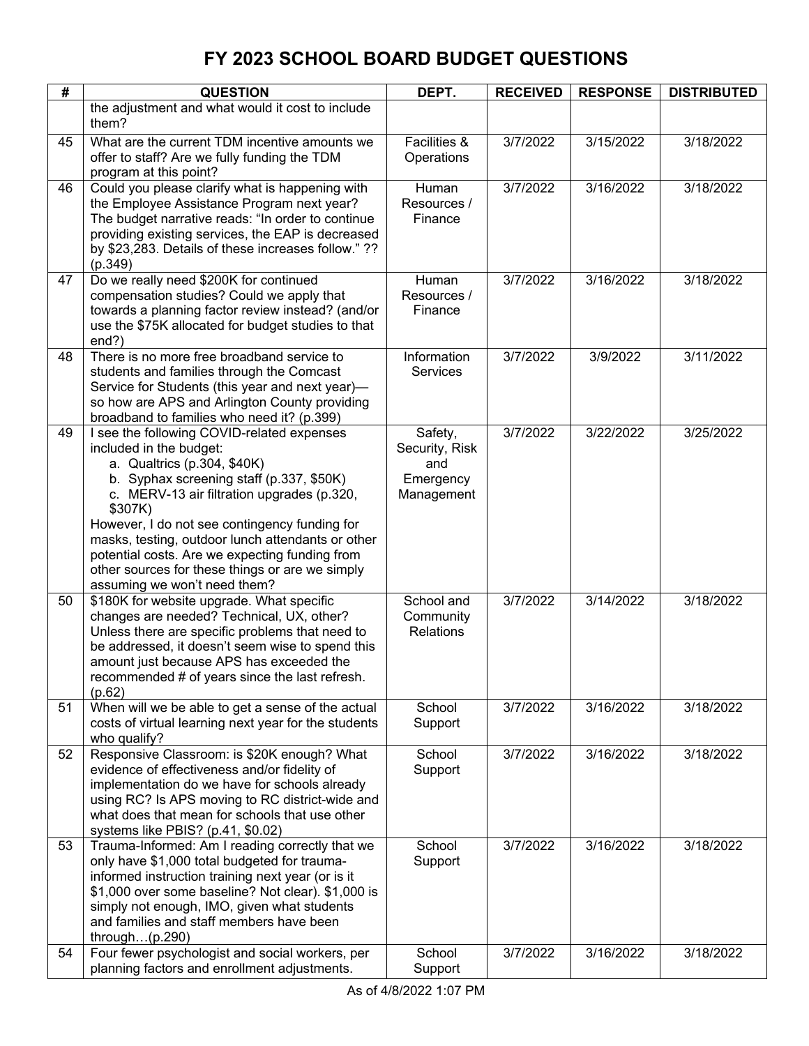# FY 2023 SCHOOL BOARD BUDGET QUESTIONS

| # | QUESTION | DEPT. | RECEIVED | RESPONSE | DISTRIBUTED |
|---|---|---|---|---|---|
| | the adjustment and what would it cost to include them? | | | | |
| 45 | What are the current TDM incentive amounts we offer to staff? Are we fully funding the TDM program at this point? | Facilities & Operations | 3/7/2022 | 3/15/2022 | 3/18/2022 |
| 46 | Could you please clarify what is happening with the Employee Assistance Program next year? The budget narrative reads: "In order to continue providing existing services, the EAP is decreased by $23,283. Details of these increases follow." ?? (p.349) | Human Resources / Finance | 3/7/2022 | 3/16/2022 | 3/18/2022 |
| 47 | Do we really need $200K for continued compensation studies? Could we apply that towards a planning factor review instead? (and/or use the $75K allocated for budget studies to that end?) | Human Resources / Finance | 3/7/2022 | 3/16/2022 | 3/18/2022 |
| 48 | There is no more free broadband service to students and families through the Comcast Service for Students (this year and next year)—so how are APS and Arlington County providing broadband to families who need it? (p.399) | Information Services | 3/7/2022 | 3/9/2022 | 3/11/2022 |
| 49 | I see the following COVID-related expenses included in the budget:<br>a. Qualtrics (p.304, $40K)<br>b. Syphax screening staff (p.337, $50K)<br>c. MERV-13 air filtration upgrades (p.320, $307K)<br>However, I do not see contingency funding for masks, testing, outdoor lunch attendants or other potential costs. Are we expecting funding from other sources for these things or are we simply assuming we won't need them? | Safety, Security, Risk and Emergency Management | 3/7/2022 | 3/22/2022 | 3/25/2022 |
| 50 | $180K for website upgrade. What specific changes are needed? Technical, UX, other? Unless there are specific problems that need to be addressed, it doesn't seem wise to spend this amount just because APS has exceeded the recommended # of years since the last refresh. (p.62) | School and Community Relations | 3/7/2022 | 3/14/2022 | 3/18/2022 |
| 51 | When will we be able to get a sense of the actual costs of virtual learning next year for the students who qualify? | School Support | 3/7/2022 | 3/16/2022 | 3/18/2022 |
| 52 | Responsive Classroom: is $20K enough? What evidence of effectiveness and/or fidelity of implementation do we have for schools already using RC? Is APS moving to RC district-wide and what does that mean for schools that use other systems like PBIS? (p.41, $0.02) | School Support | 3/7/2022 | 3/16/2022 | 3/18/2022 |
| 53 | Trauma-Informed: Am I reading correctly that we only have $1,000 total budgeted for trauma-informed instruction training next year (or is it $1,000 over some baseline? Not clear). $1,000 is simply not enough, IMO, given what students and families and staff members have been through…(p.290) | School Support | 3/7/2022 | 3/16/2022 | 3/18/2022 |
| 54 | Four fewer psychologist and social workers, per planning factors and enrollment adjustments. | School Support | 3/7/2022 | 3/16/2022 | 3/18/2022 |

As of 4/8/2022 1:07 PM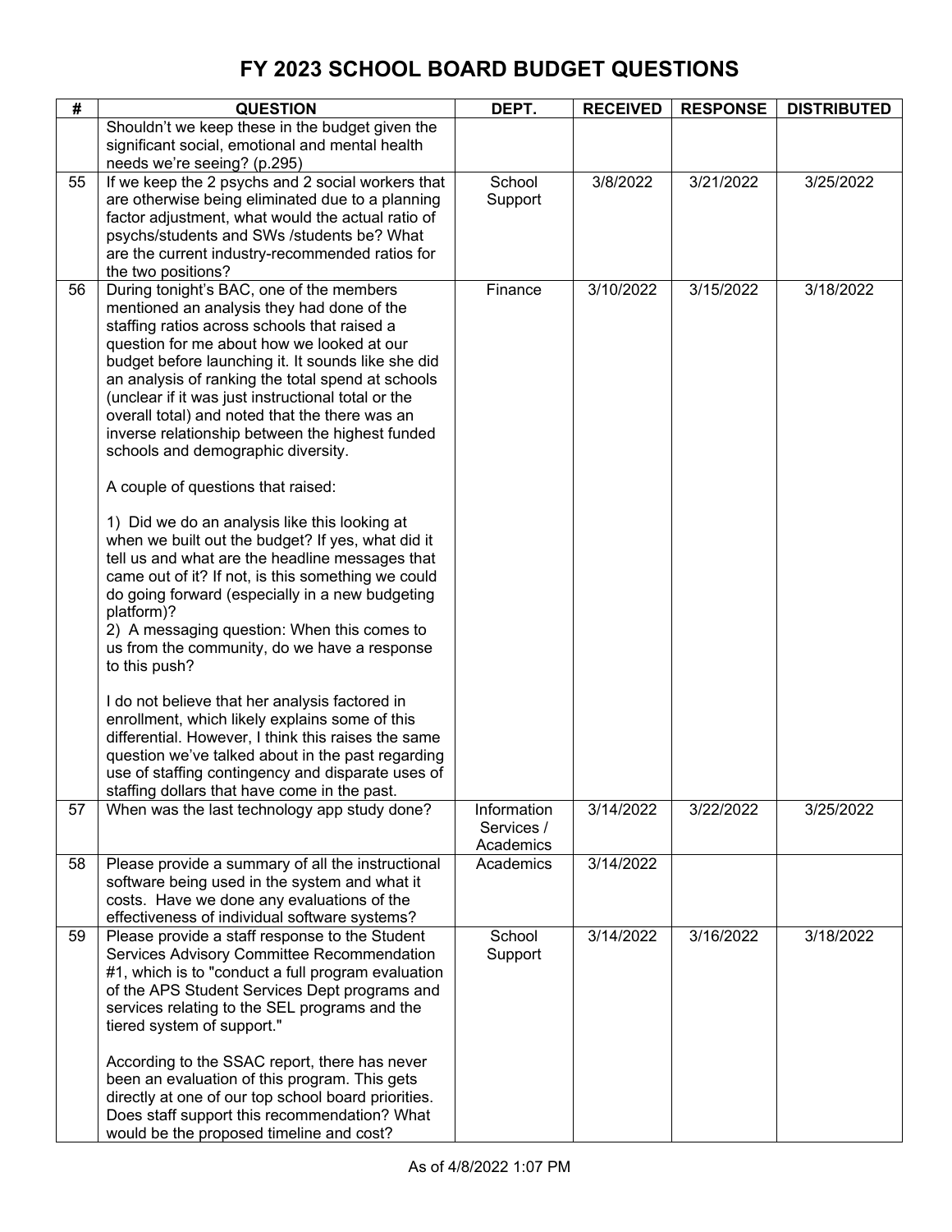# FY 2023 SCHOOL BOARD BUDGET QUESTIONS

| # | QUESTION | DEPT. | RECEIVED | RESPONSE | DISTRIBUTED |
|---|---|---|---|---|---|
| | Shouldn't we keep these in the budget given the significant social, emotional and mental health needs we're seeing? (p.295) | | | | |
| 55 | If we keep the 2 psychs and 2 social workers that are otherwise being eliminated due to a planning factor adjustment, what would the actual ratio of psychs/students and SWs /students be? What are the current industry-recommended ratios for the two positions? | School Support | 3/8/2022 | 3/21/2022 | 3/25/2022 |
| 56 | During tonight's BAC, one of the members mentioned an analysis they had done of the staffing ratios across schools that raised a question for me about how we looked at our budget before launching it. It sounds like she did an analysis of ranking the total spend at schools (unclear if it was just instructional total or the overall total) and noted that the there was an inverse relationship between the highest funded schools and demographic diversity.<br><br>A couple of questions that raised:<br><br>1) Did we do an analysis like this looking at when we built out the budget? If yes, what did it tell us and what are the headline messages that came out of it? If not, is this something we could do going forward (especially in a new budgeting platform)?<br>2) A messaging question: When this comes to us from the community, do we have a response to this push?<br><br>I do not believe that her analysis factored in enrollment, which likely explains some of this differential. However, I think this raises the same question we've talked about in the past regarding use of staffing contingency and disparate uses of staffing dollars that have come in the past. | Finance | 3/10/2022 | 3/15/2022 | 3/18/2022 |
| 57 | When was the last technology app study done? | Information Services / Academics | 3/14/2022 | 3/22/2022 | 3/25/2022 |
| 58 | Please provide a summary of all the instructional software being used in the system and what it costs. Have we done any evaluations of the effectiveness of individual software systems? | Academics | 3/14/2022 | | |
| 59 | Please provide a staff response to the Student Services Advisory Committee Recommendation #1, which is to "conduct a full program evaluation of the APS Student Services Dept programs and services relating to the SEL programs and the tiered system of support."<br><br>According to the SSAC report, there has never been an evaluation of this program. This gets directly at one of our top school board priorities. Does staff support this recommendation? What would be the proposed timeline and cost? | School Support | 3/14/2022 | 3/16/2022 | 3/18/2022 |

As of 4/8/2022 1:07 PM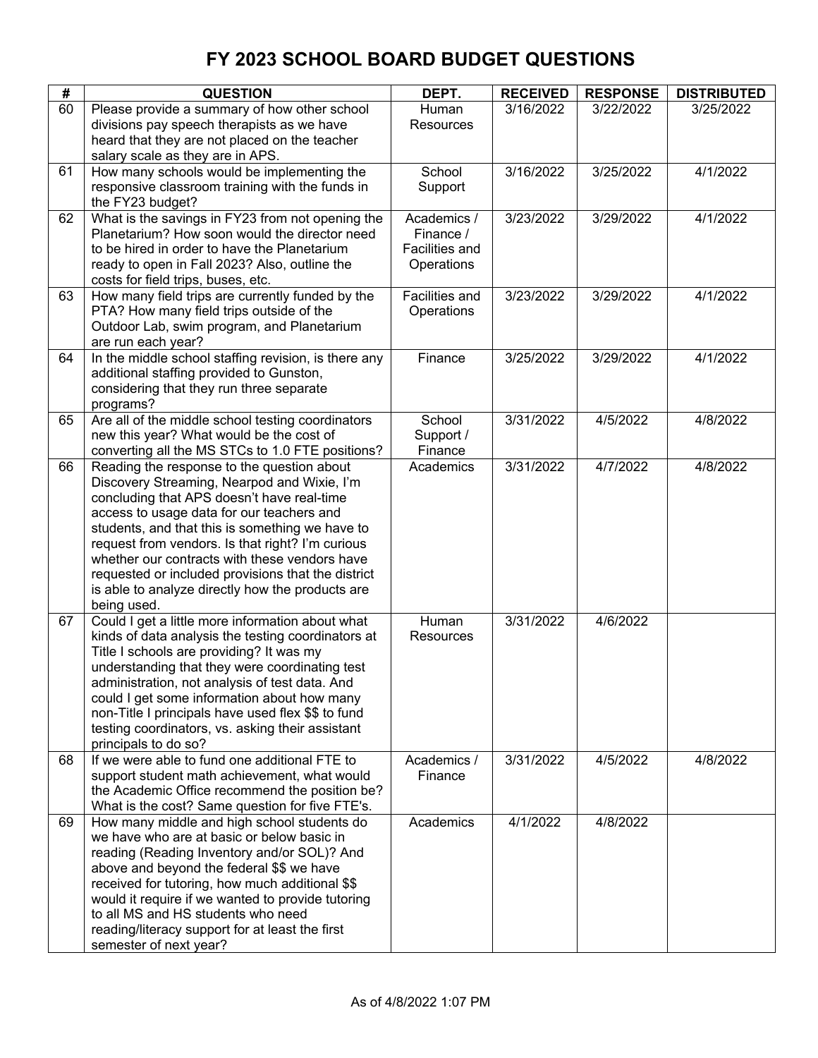# FY 2023 SCHOOL BOARD BUDGET QUESTIONS

| # | QUESTION | DEPT. | RECEIVED | RESPONSE | DISTRIBUTED |
|---|---|---|---|---|---|
| 60 | Please provide a summary of how other school divisions pay speech therapists as we have heard that they are not placed on the teacher salary scale as they are in APS. | Human Resources | 3/16/2022 | 3/22/2022 | 3/25/2022 |
| 61 | How many schools would be implementing the responsive classroom training with the funds in the FY23 budget? | School Support | 3/16/2022 | 3/25/2022 | 4/1/2022 |
| 62 | What is the savings in FY23 from not opening the Planetarium? How soon would the director need to be hired in order to have the Planetarium ready to open in Fall 2023? Also, outline the costs for field trips, buses, etc. | Academics / Finance / Facilities and Operations | 3/23/2022 | 3/29/2022 | 4/1/2022 |
| 63 | How many field trips are currently funded by the PTA? How many field trips outside of the Outdoor Lab, swim program, and Planetarium are run each year? | Facilities and Operations | 3/23/2022 | 3/29/2022 | 4/1/2022 |
| 64 | In the middle school staffing revision, is there any additional staffing provided to Gunston, considering that they run three separate programs? | Finance | 3/25/2022 | 3/29/2022 | 4/1/2022 |
| 65 | Are all of the middle school testing coordinators new this year? What would be the cost of converting all the MS STCs to 1.0 FTE positions? | School Support / Finance | 3/31/2022 | 4/5/2022 | 4/8/2022 |
| 66 | Reading the response to the question about Discovery Streaming, Nearpod and Wixie, I'm concluding that APS doesn't have real-time access to usage data for our teachers and students, and that this is something we have to request from vendors. Is that right? I'm curious whether our contracts with these vendors have requested or included provisions that the district is able to analyze directly how the products are being used. | Academics | 3/31/2022 | 4/7/2022 | 4/8/2022 |
| 67 | Could I get a little more information about what kinds of data analysis the testing coordinators at Title I schools are providing? It was my understanding that they were coordinating test administration, not analysis of test data. And could I get some information about how many non-Title I principals have used flex $$ to fund testing coordinators, vs. asking their assistant principals to do so? | Human Resources | 3/31/2022 | 4/6/2022 | |
| 68 | If we were able to fund one additional FTE to support student math achievement, what would the Academic Office recommend the position be? What is the cost? Same question for five FTE's. | Academics / Finance | 3/31/2022 | 4/5/2022 | 4/8/2022 |
| 69 | How many middle and high school students do we have who are at basic or below basic in reading (Reading Inventory and/or SOL)? And above and beyond the federal $$ we have received for tutoring, how much additional $$ would it require if we wanted to provide tutoring to all MS and HS students who need reading/literacy support for at least the first semester of next year? | Academics | 4/1/2022 | 4/8/2022 | |

As of 4/8/2022 1:07 PM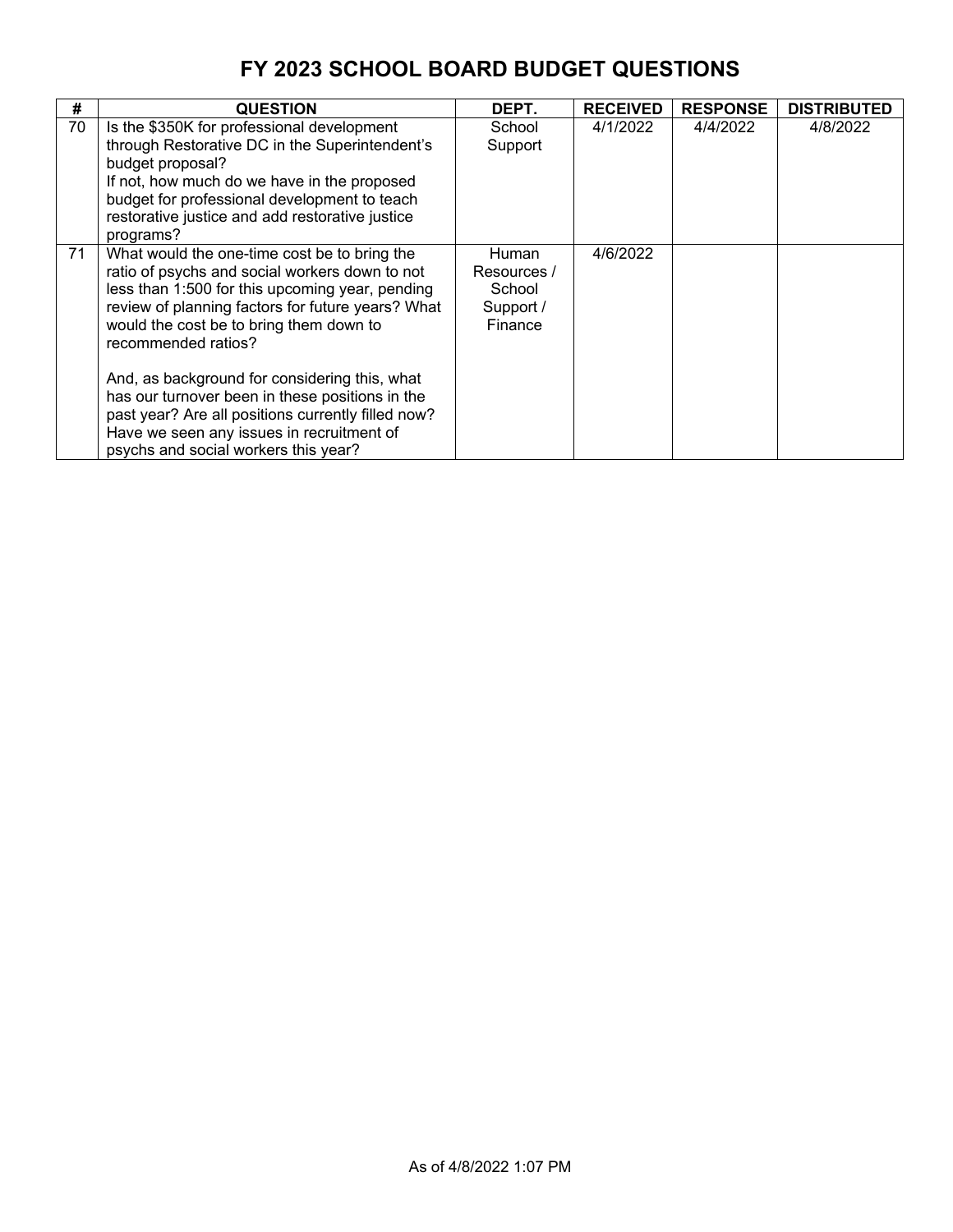# FY 2023 SCHOOL BOARD BUDGET QUESTIONS

| # | QUESTION | DEPT. | RECEIVED | RESPONSE | DISTRIBUTED |
|---|---|---|---|---|---|
| 70 | Is the $350K for professional development through Restorative DC in the Superintendent's budget proposal?<br>If not, how much do we have in the proposed budget for professional development to teach restorative justice and add restorative justice programs? | School Support | 4/1/2022 | 4/4/2022 | 4/8/2022 |
| 71 | What would the one-time cost be to bring the ratio of psychs and social workers down to not less than 1:500 for this upcoming year, pending review of planning factors for future years? What would the cost be to bring them down to recommended ratios?<br><br>And, as background for considering this, what has our turnover been in these positions in the past year? Are all positions currently filled now? Have we seen any issues in recruitment of psychs and social workers this year? | Human Resources / School Support / Finance | 4/6/2022 | | |

As of 4/8/2022 1:07 PM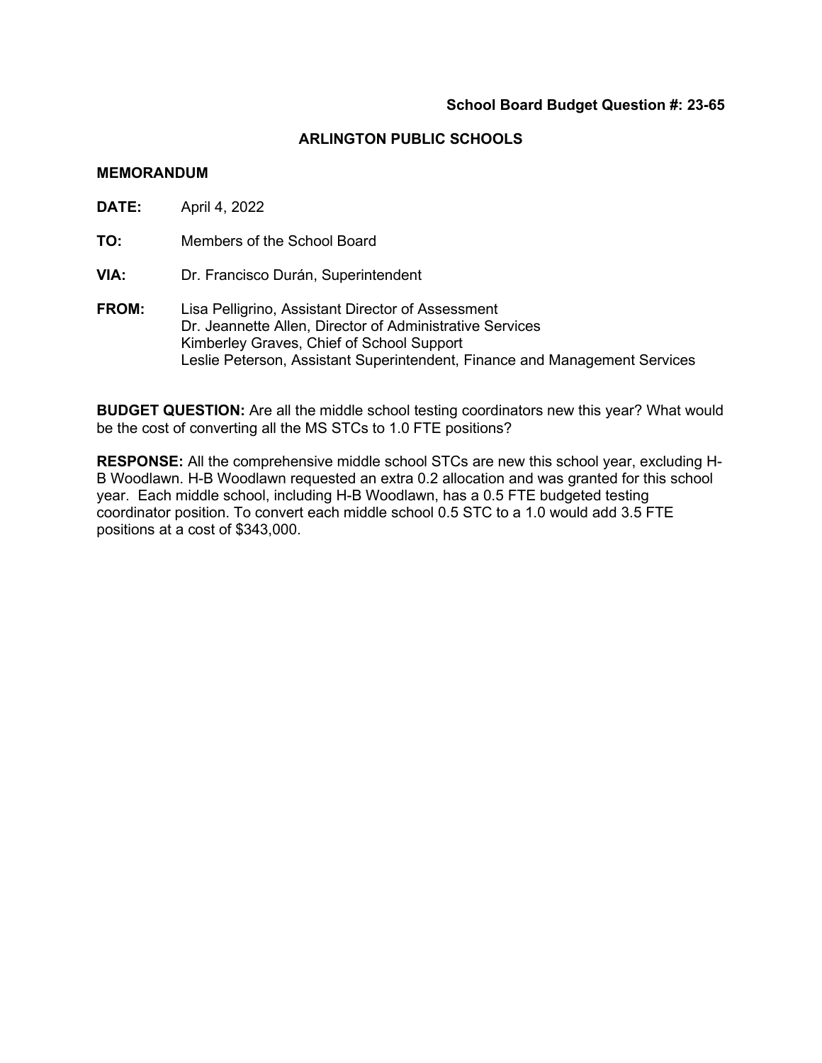**School Board Budget Question #: 23-65**

**ARLINGTON PUBLIC SCHOOLS**

**MEMORANDUM**

**DATE:** April 4, 2022

**TO:** Members of the School Board

**VIA:** Dr. Francisco Durán, Superintendent

**FROM:** Lisa Pelligrino, Assistant Director of Assessment
Dr. Jeannette Allen, Director of Administrative Services
Kimberley Graves, Chief of School Support
Leslie Peterson, Assistant Superintendent, Finance and Management Services

**BUDGET QUESTION:** Are all the middle school testing coordinators new this year? What would be the cost of converting all the MS STCs to 1.0 FTE positions?

**RESPONSE:** All the comprehensive middle school STCs are new this school year, excluding H-B Woodlawn. H-B Woodlawn requested an extra 0.2 allocation and was granted for this school year. Each middle school, including H-B Woodlawn, has a 0.5 FTE budgeted testing coordinator position. To convert each middle school 0.5 STC to a 1.0 would add 3.5 FTE positions at a cost of $343,000.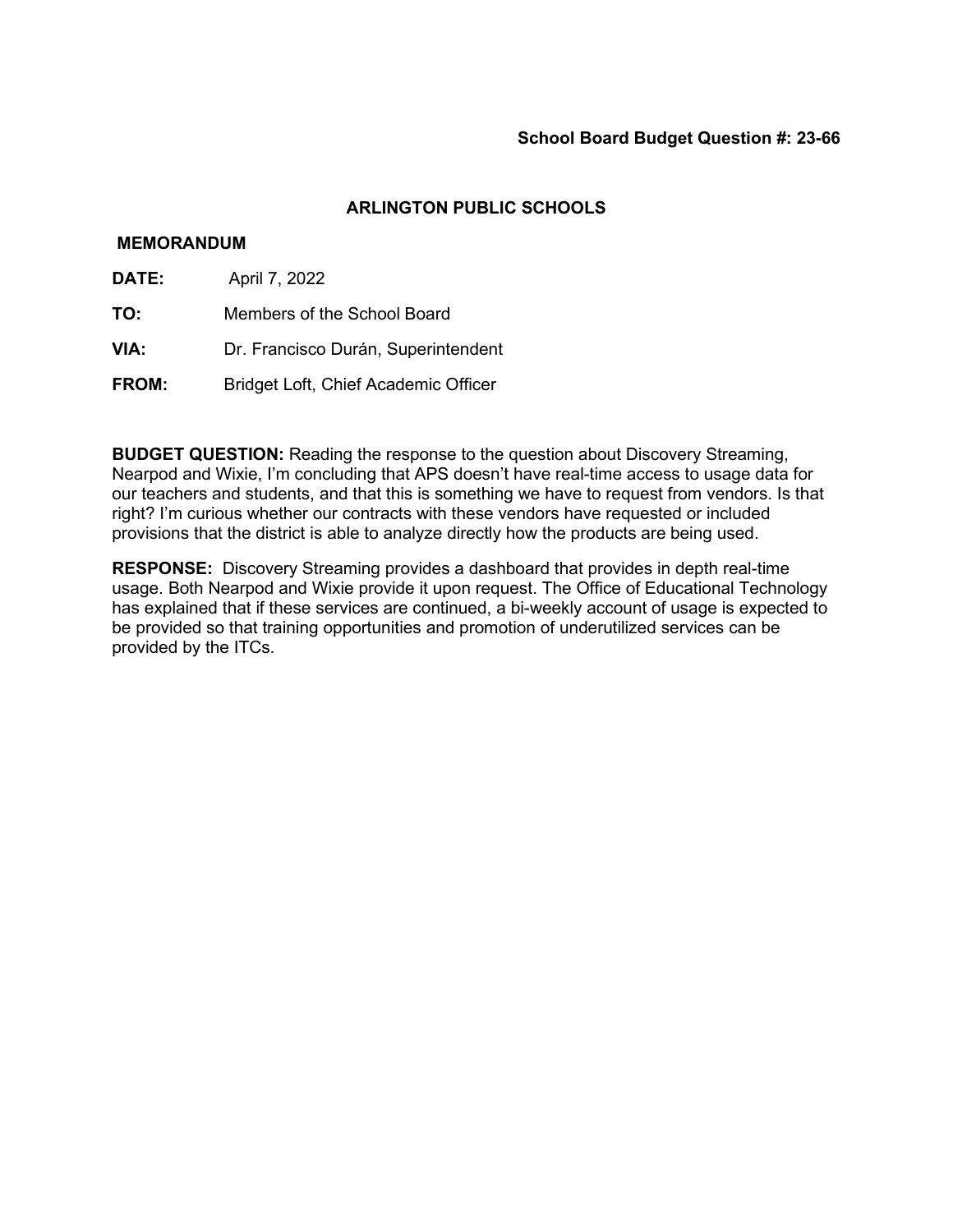**School Board Budget Question #: 23-66**

## ARLINGTON PUBLIC SCHOOLS

**MEMORANDUM**

**DATE:** April 7, 2022

**TO:** Members of the School Board

**VIA:** Dr. Francisco Durán, Superintendent

**FROM:** Bridget Loft, Chief Academic Officer

**BUDGET QUESTION:** Reading the response to the question about Discovery Streaming, Nearpod and Wixie, I'm concluding that APS doesn't have real-time access to usage data for our teachers and students, and that this is something we have to request from vendors. Is that right? I'm curious whether our contracts with these vendors have requested or included provisions that the district is able to analyze directly how the products are being used.

**RESPONSE:** Discovery Streaming provides a dashboard that provides in depth real-time usage. Both Nearpod and Wixie provide it upon request. The Office of Educational Technology has explained that if these services are continued, a bi-weekly account of usage is expected to be provided so that training opportunities and promotion of underutilized services can be provided by the ITCs.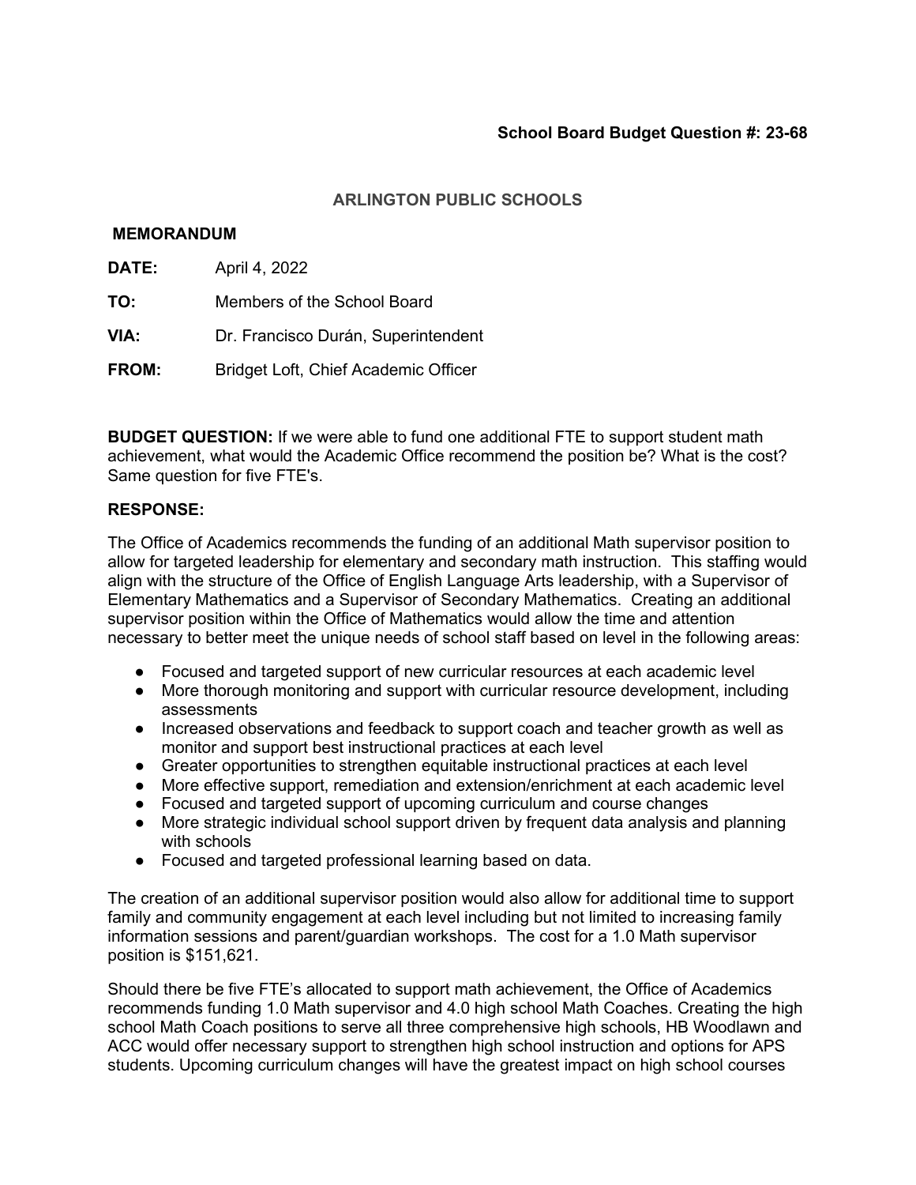**School Board Budget Question #: 23-68**

## ARLINGTON PUBLIC SCHOOLS

**MEMORANDUM**

**DATE:** April 4, 2022

**TO:** Members of the School Board

**VIA:** Dr. Francisco Durán, Superintendent

**FROM:** Bridget Loft, Chief Academic Officer

**BUDGET QUESTION:** If we were able to fund one additional FTE to support student math achievement, what would the Academic Office recommend the position be? What is the cost? Same question for five FTE's.

**RESPONSE:**

The Office of Academics recommends the funding of an additional Math supervisor position to allow for targeted leadership for elementary and secondary math instruction. This staffing would align with the structure of the Office of English Language Arts leadership, with a Supervisor of Elementary Mathematics and a Supervisor of Secondary Mathematics. Creating an additional supervisor position within the Office of Mathematics would allow the time and attention necessary to better meet the unique needs of school staff based on level in the following areas:

- Focused and targeted support of new curricular resources at each academic level
- More thorough monitoring and support with curricular resource development, including assessments
- Increased observations and feedback to support coach and teacher growth as well as monitor and support best instructional practices at each level
- Greater opportunities to strengthen equitable instructional practices at each level
- More effective support, remediation and extension/enrichment at each academic level
- Focused and targeted support of upcoming curriculum and course changes
- More strategic individual school support driven by frequent data analysis and planning with schools
- Focused and targeted professional learning based on data.

The creation of an additional supervisor position would also allow for additional time to support family and community engagement at each level including but not limited to increasing family information sessions and parent/guardian workshops. The cost for a 1.0 Math supervisor position is $151,621.

Should there be five FTE's allocated to support math achievement, the Office of Academics recommends funding 1.0 Math supervisor and 4.0 high school Math Coaches. Creating the high school Math Coach positions to serve all three comprehensive high schools, HB Woodlawn and ACC would offer necessary support to strengthen high school instruction and options for APS students. Upcoming curriculum changes will have the greatest impact on high school courses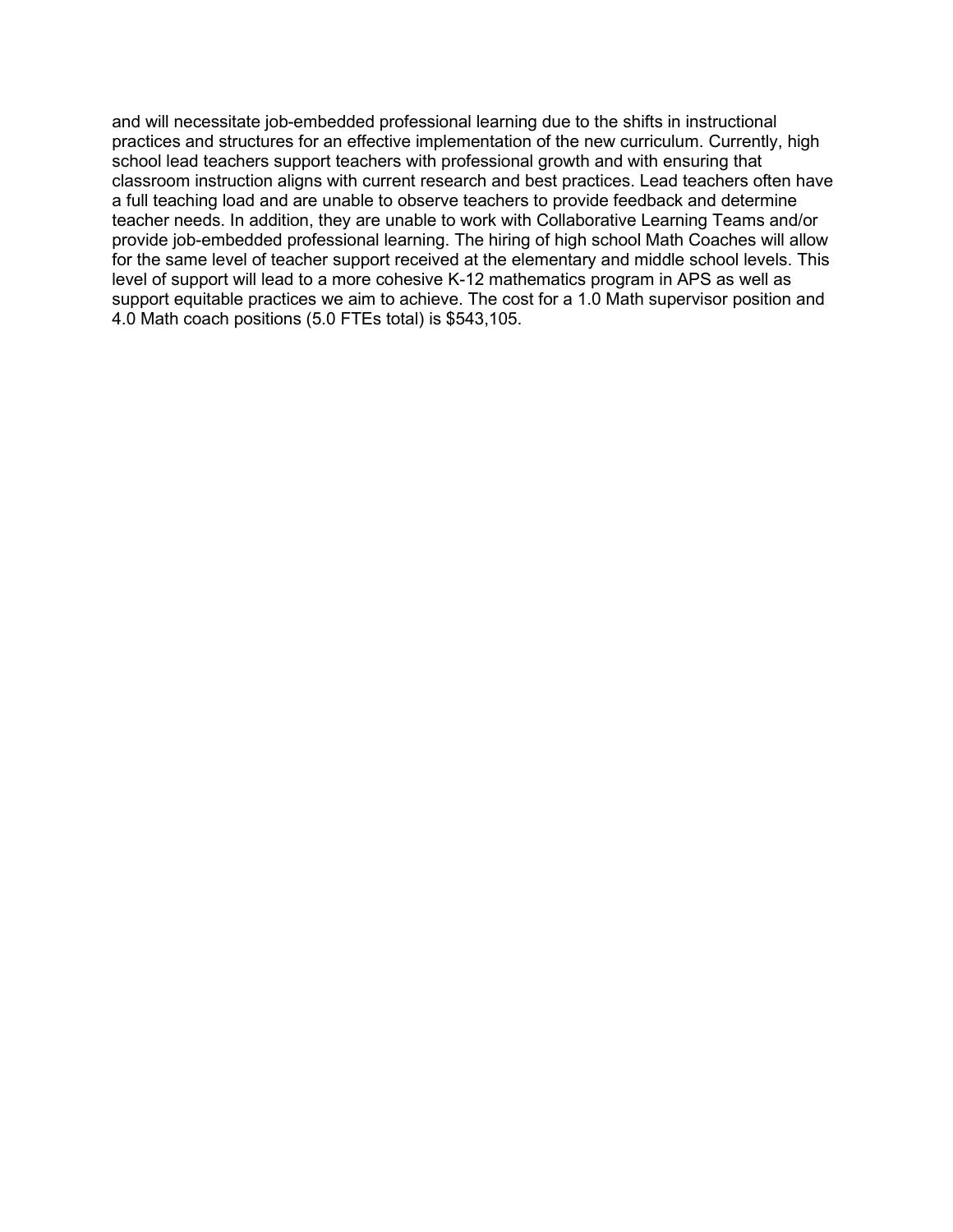and will necessitate job-embedded professional learning due to the shifts in instructional practices and structures for an effective implementation of the new curriculum. Currently, high school lead teachers support teachers with professional growth and with ensuring that classroom instruction aligns with current research and best practices. Lead teachers often have a full teaching load and are unable to observe teachers to provide feedback and determine teacher needs. In addition, they are unable to work with Collaborative Learning Teams and/or provide job-embedded professional learning. The hiring of high school Math Coaches will allow for the same level of teacher support received at the elementary and middle school levels. This level of support will lead to a more cohesive K-12 mathematics program in APS as well as support equitable practices we aim to achieve. The cost for a 1.0 Math supervisor position and 4.0 Math coach positions (5.0 FTEs total) is $543,105.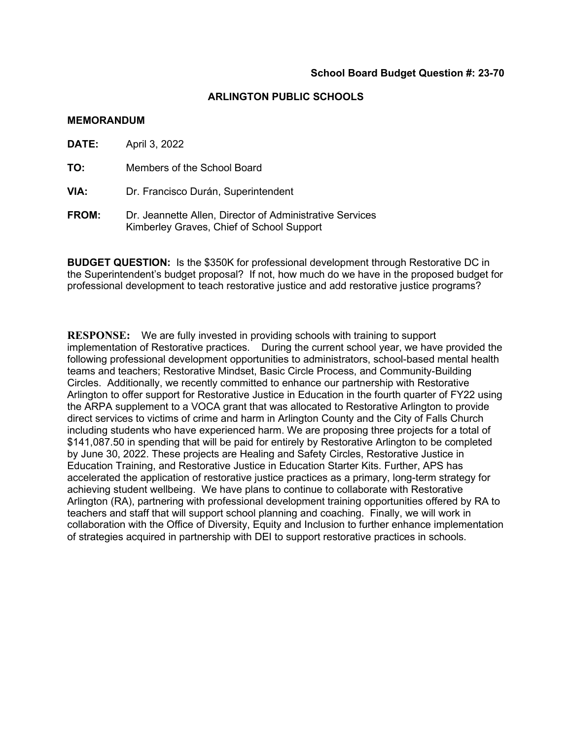**School Board Budget Question #: 23-70**

**ARLINGTON PUBLIC SCHOOLS**

**MEMORANDUM**

**DATE:** April 3, 2022

**TO:** Members of the School Board

**VIA:** Dr. Francisco Durán, Superintendent

**FROM:** Dr. Jeannette Allen, Director of Administrative Services
Kimberley Graves, Chief of School Support

**BUDGET QUESTION:** Is the $350K for professional development through Restorative DC in the Superintendent's budget proposal? If not, how much do we have in the proposed budget for professional development to teach restorative justice and add restorative justice programs?

**RESPONSE:** We are fully invested in providing schools with training to support implementation of Restorative practices. During the current school year, we have provided the following professional development opportunities to administrators, school-based mental health teams and teachers; Restorative Mindset, Basic Circle Process, and Community-Building Circles. Additionally, we recently committed to enhance our partnership with Restorative Arlington to offer support for Restorative Justice in Education in the fourth quarter of FY22 using the ARPA supplement to a VOCA grant that was allocated to Restorative Arlington to provide direct services to victims of crime and harm in Arlington County and the City of Falls Church including students who have experienced harm. We are proposing three projects for a total of $141,087.50 in spending that will be paid for entirely by Restorative Arlington to be completed by June 30, 2022. These projects are Healing and Safety Circles, Restorative Justice in Education Training, and Restorative Justice in Education Starter Kits. Further, APS has accelerated the application of restorative justice practices as a primary, long-term strategy for achieving student wellbeing. We have plans to continue to collaborate with Restorative Arlington (RA), partnering with professional development training opportunities offered by RA to teachers and staff that will support school planning and coaching. Finally, we will work in collaboration with the Office of Diversity, Equity and Inclusion to further enhance implementation of strategies acquired in partnership with DEI to support restorative practices in schools.